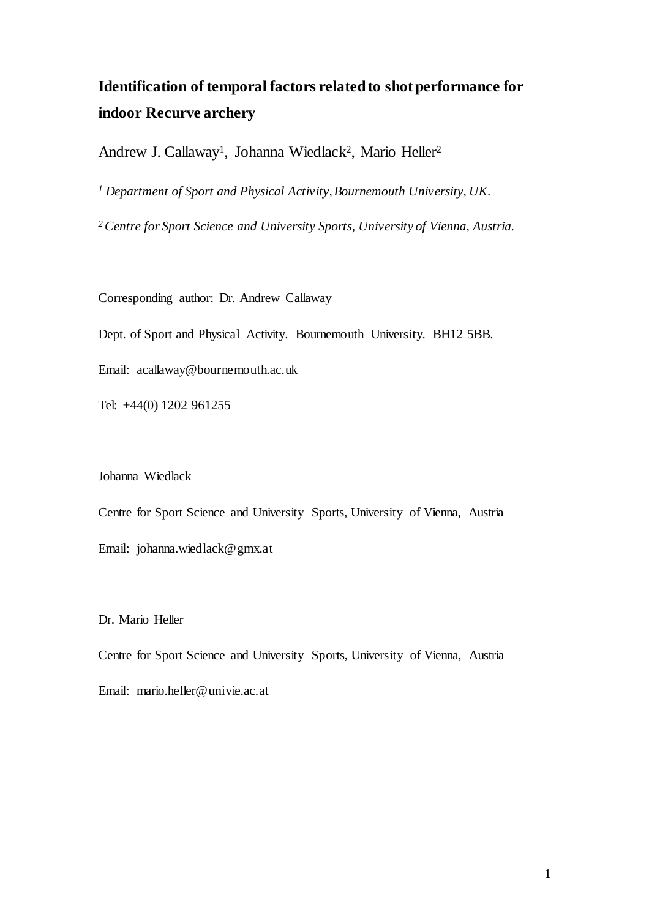# Identification of temporal factors related to shot performance for indoor Recurve archery

Andrew J. Callaway[1], Johanna Wiedlack[2], Mario Heller[2]

[1] *Department of Sport and Physical Activity, Bournemouth University, UK.*

[2] *Centre for Sport Science and University Sports, University of Vienna, Austria.*

Corresponding author: Dr. Andrew Callaway

Dept. of Sport and Physical Activity. Bournemouth University. BH12 5BB.

Email: acallaway@bournemouth.ac.uk

Tel: +44(0) 1202 961255

Johanna Wiedlack

Centre for Sport Science and University Sports, University of Vienna, Austria

Email: johanna.wiedlack@gmx.at

Dr. Mario Heller

Centre for Sport Science and University Sports, University of Vienna, Austria

Email: mario.heller@univie.ac.at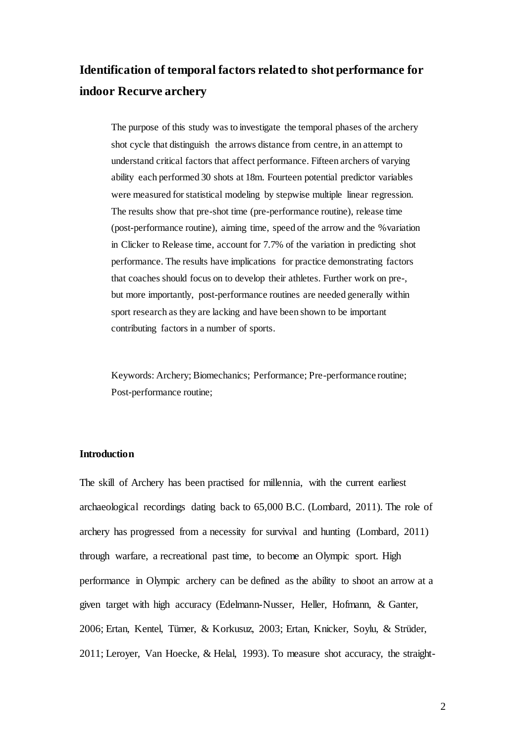# Identification of temporal factors related to shot performance for indoor Recurve archery

The purpose of this study was to investigate the temporal phases of the archery shot cycle that distinguish the arrows distance from centre, in an attempt to understand critical factors that affect performance. Fifteen archers of varying ability each performed 30 shots at 18m. Fourteen potential predictor variables were measured for statistical modeling by stepwise multiple linear regression. The results show that pre-shot time (pre-performance routine), release time (post-performance routine), aiming time, speed of the arrow and the %variation in Clicker to Release time, account for 7.7% of the variation in predicting shot performance. The results have implications for practice demonstrating factors that coaches should focus on to develop their athletes. Further work on pre-, but more importantly, post-performance routines are needed generally within sport research as they are lacking and have been shown to be important contributing factors in a number of sports.

Keywords: Archery; Biomechanics; Performance; Pre-performance routine; Post-performance routine;

## Introduction

The skill of Archery has been practised for millennia, with the current earliest archaeological recordings dating back to 65,000 B.C. (Lombard, 2011). The role of archery has progressed from a necessity for survival and hunting (Lombard, 2011) through warfare, a recreational past time, to become an Olympic sport. High performance in Olympic archery can be defined as the ability to shoot an arrow at a given target with high accuracy (Edelmann-Nusser, Heller, Hofmann, & Ganter, 2006; Ertan, Kentel, Tümer, & Korkusuz, 2003; Ertan, Knicker, Soylu, & Strüder, 2011; Leroyer, Van Hoecke, & Helal, 1993). To measure shot accuracy, the straight-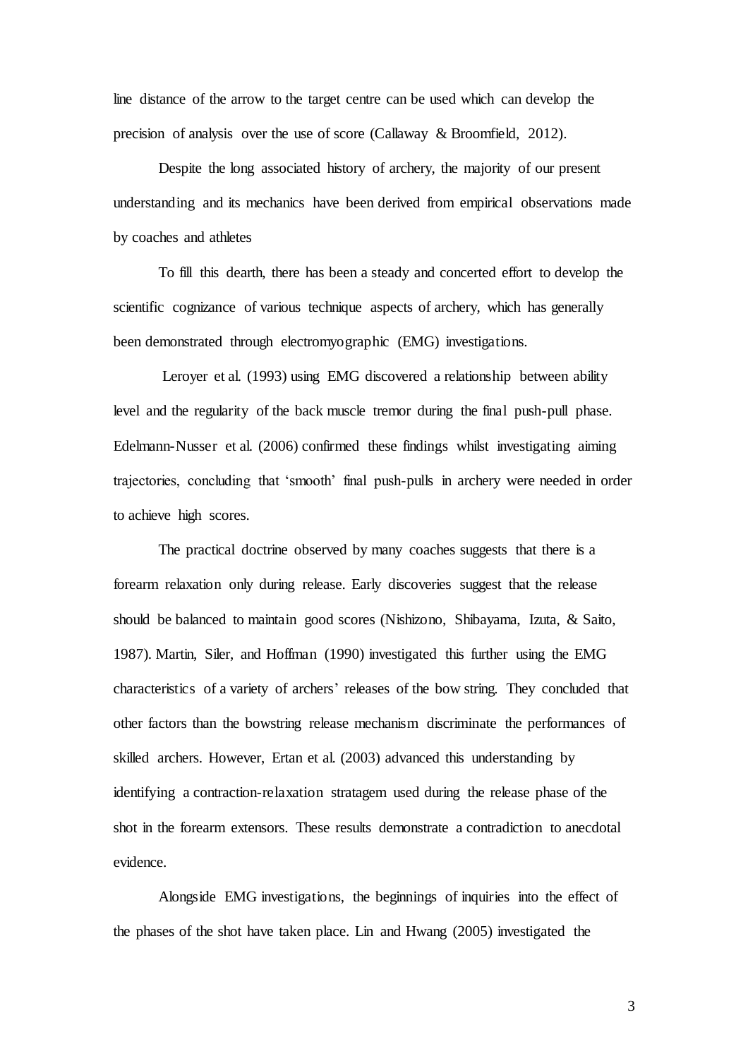line distance of the arrow to the target centre can be used which can develop the precision of analysis over the use of score (Callaway & Broomfield, 2012).

Despite the long associated history of archery, the majority of our present understanding and its mechanics have been derived from empirical observations made by coaches and athletes

To fill this dearth, there has been a steady and concerted effort to develop the scientific cognizance of various technique aspects of archery, which has generally been demonstrated through electromyographic (EMG) investigations.

Leroyer et al. (1993) using EMG discovered a relationship between ability level and the regularity of the back muscle tremor during the final push-pull phase. Edelmann-Nusser et al. (2006) confirmed these findings whilst investigating aiming trajectories, concluding that 'smooth' final push-pulls in archery were needed in order to achieve high scores.

The practical doctrine observed by many coaches suggests that there is a forearm relaxation only during release. Early discoveries suggest that the release should be balanced to maintain good scores (Nishizono, Shibayama, Izuta, & Saito, 1987). Martin, Siler, and Hoffman (1990) investigated this further using the EMG characteristics of a variety of archers' releases of the bow string. They concluded that other factors than the bowstring release mechanism discriminate the performances of skilled archers. However, Ertan et al. (2003) advanced this understanding by identifying a contraction-relaxation stratagem used during the release phase of the shot in the forearm extensors. These results demonstrate a contradiction to anecdotal evidence.

Alongside EMG investigations, the beginnings of inquiries into the effect of the phases of the shot have taken place. Lin and Hwang (2005) investigated the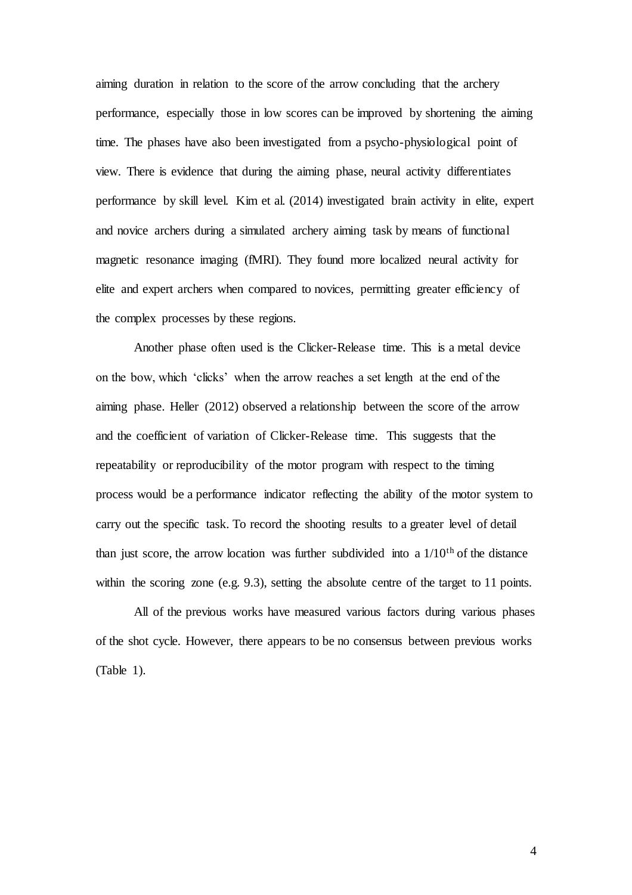aiming duration in relation to the score of the arrow concluding that the archery performance, especially those in low scores can be improved by shortening the aiming time. The phases have also been investigated from a psycho-physiological point of view. There is evidence that during the aiming phase, neural activity differentiates performance by skill level. Kim et al. (2014) investigated brain activity in elite, expert and novice archers during a simulated archery aiming task by means of functional magnetic resonance imaging (fMRI). They found more localized neural activity for elite and expert archers when compared to novices, permitting greater efficiency of the complex processes by these regions.

Another phase often used is the Clicker-Release time. This is a metal device on the bow, which 'clicks' when the arrow reaches a set length at the end of the aiming phase. Heller (2012) observed a relationship between the score of the arrow and the coefficient of variation of Clicker-Release time. This suggests that the repeatability or reproducibility of the motor program with respect to the timing process would be a performance indicator reflecting the ability of the motor system to carry out the specific task. To record the shooting results to a greater level of detail than just score, the arrow location was further subdivided into a $1/10^{th}$ of the distance within the scoring zone (e.g. 9.3), setting the absolute centre of the target to 11 points.

All of the previous works have measured various factors during various phases of the shot cycle. However, there appears to be no consensus between previous works (Table 1).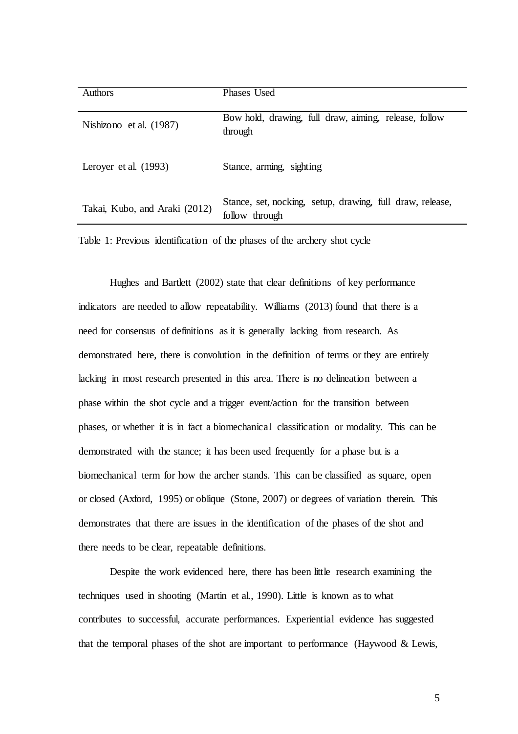| Authors | Phases Used |
|---|---|
| Nishizono et al. (1987) | Bow hold, drawing, full draw, aiming, release, follow through |
| Leroyer et al. (1993) | Stance, arming, sighting |
| Takai, Kubo, and Araki (2012) | Stance, set, nocking, setup, drawing, full draw, release, follow through |

Table 1: Previous identification of the phases of the archery shot cycle

Hughes and Bartlett (2002) state that clear definitions of key performance indicators are needed to allow repeatability. Williams (2013) found that there is a need for consensus of definitions as it is generally lacking from research. As demonstrated here, there is convolution in the definition of terms or they are entirely lacking in most research presented in this area. There is no delineation between a phase within the shot cycle and a trigger event/action for the transition between phases, or whether it is in fact a biomechanical classification or modality. This can be demonstrated with the stance; it has been used frequently for a phase but is a biomechanical term for how the archer stands. This can be classified as square, open or closed (Axford, 1995) or oblique (Stone, 2007) or degrees of variation therein. This demonstrates that there are issues in the identification of the phases of the shot and there needs to be clear, repeatable definitions.

Despite the work evidenced here, there has been little research examining the techniques used in shooting (Martin et al., 1990). Little is known as to what contributes to successful, accurate performances. Experiential evidence has suggested that the temporal phases of the shot are important to performance (Haywood & Lewis,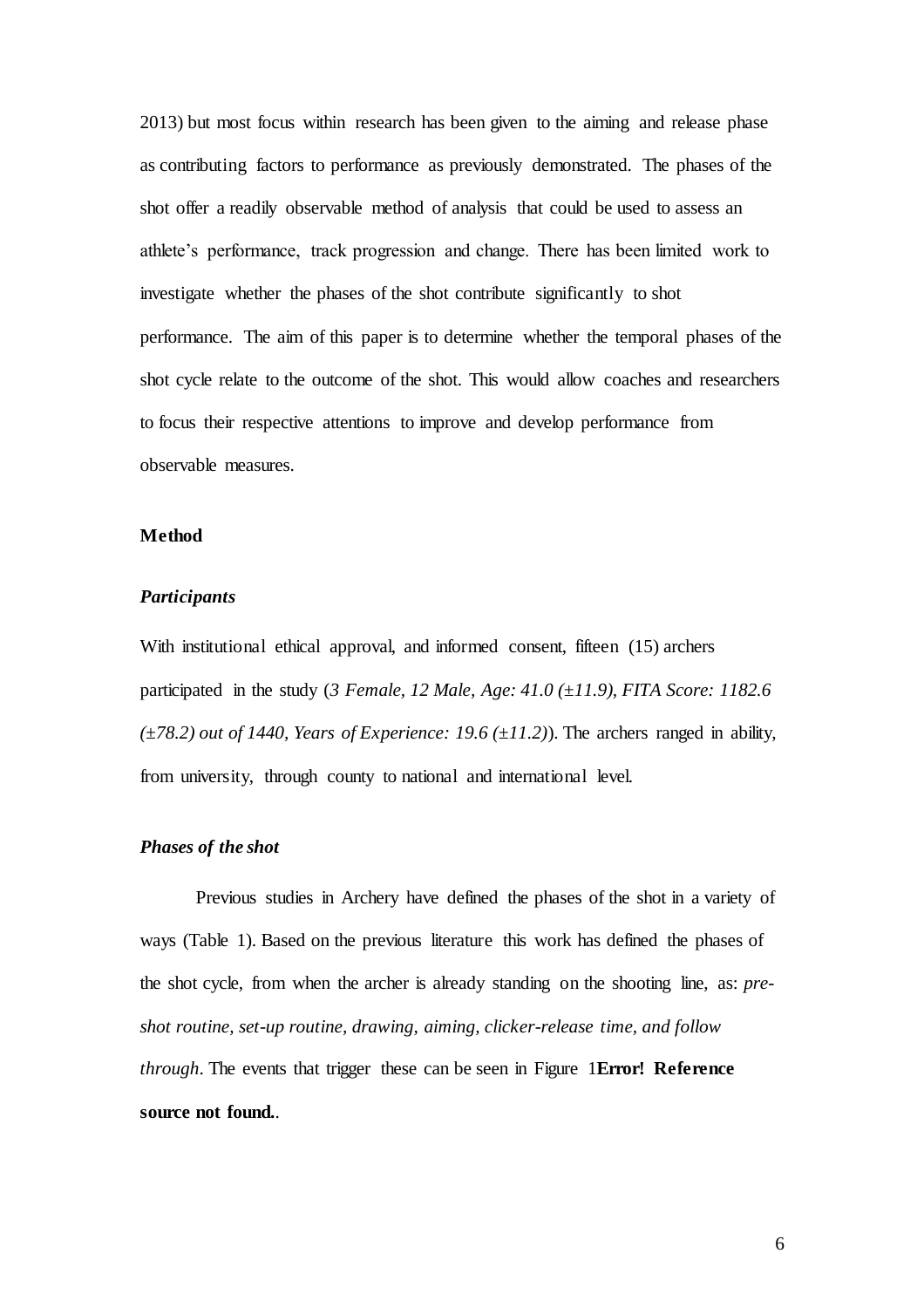2013) but most focus within research has been given to the aiming and release phase as contributing factors to performance as previously demonstrated. The phases of the shot offer a readily observable method of analysis that could be used to assess an athlete's performance, track progression and change. There has been limited work to investigate whether the phases of the shot contribute significantly to shot performance. The aim of this paper is to determine whether the temporal phases of the shot cycle relate to the outcome of the shot. This would allow coaches and researchers to focus their respective attentions to improve and develop performance from observable measures.

## Method

### *Participants*

With institutional ethical approval, and informed consent, fifteen (15) archers participated in the study (*3 Female, 12 Male, Age: 41.0 (±11.9), FITA Score: 1182.6 (±78.2) out of 1440, Years of Experience: 19.6 (±11.2)*). The archers ranged in ability, from university, through county to national and international level.

### *Phases of the shot*

Previous studies in Archery have defined the phases of the shot in a variety of ways (Table 1). Based on the previous literature this work has defined the phases of the shot cycle, from when the archer is already standing on the shooting line, as: *pre-shot routine, set-up routine, drawing, aiming, clicker-release time, and follow through*. The events that trigger these can be seen in Figure 1**Error! Reference source not found.**.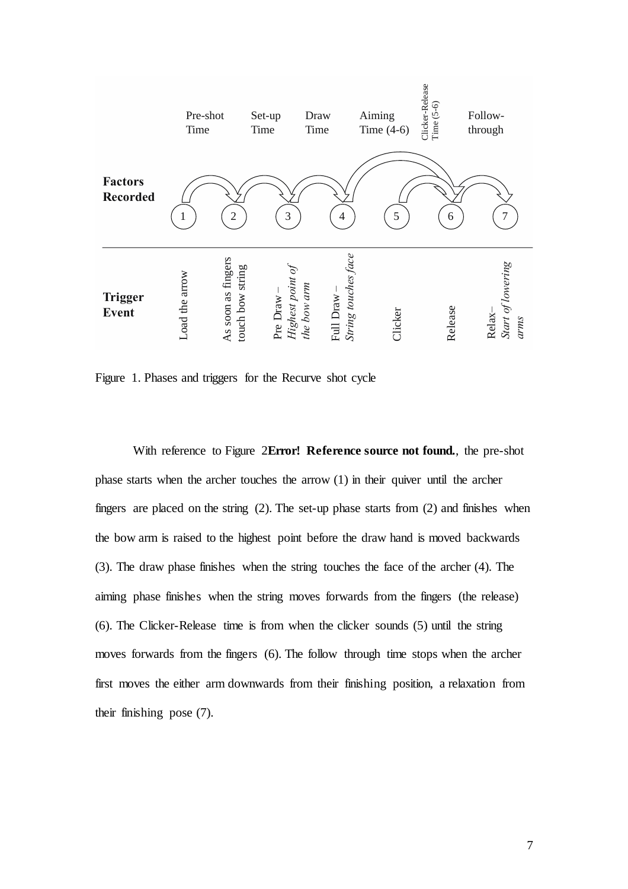| | Pre-shot Time | Set-up Time | Draw Time | Aiming Time (4-6) | Clicker-Release Time (5-6) | Follow-through | |
|---|---|---|---|---|---|---|---|
| **Factors Recorded** | 1 | 2 | 3 | 4 | 5 | 6 | 7 |
| **Trigger Event** | Load the arrow | As soon as fingers touch bow string | Pre Draw – *Highest point of the bow arm* | Full Draw – *String touches face* | Clicker | Release | Relax– *Start of lowering arms* |

Figure 1. Phases and triggers for the Recurve shot cycle

With reference to Figure 2**Error! Reference source not found.**, the pre-shot phase starts when the archer touches the arrow (1) in their quiver until the archer fingers are placed on the string (2). The set-up phase starts from (2) and finishes when the bow arm is raised to the highest point before the draw hand is moved backwards (3). The draw phase finishes when the string touches the face of the archer (4). The aiming phase finishes when the string moves forwards from the fingers (the release) (6). The Clicker-Release time is from when the clicker sounds (5) until the string moves forwards from the fingers (6). The follow through time stops when the archer first moves the either arm downwards from their finishing position, a relaxation from their finishing pose (7).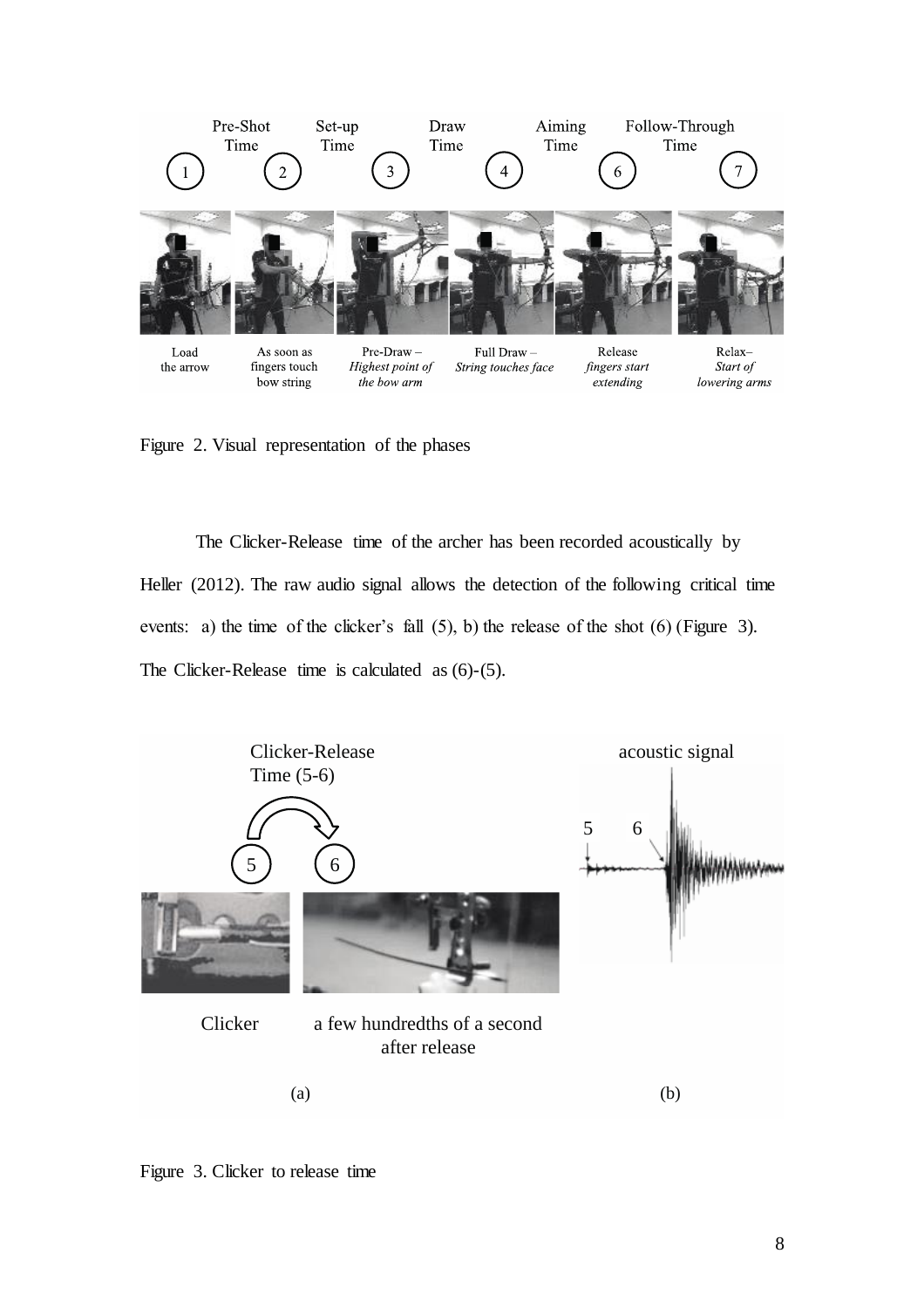Figure 2. Visual representation of the phases

The Clicker-Release time of the archer has been recorded acoustically by Heller (2012). The raw audio signal allows the detection of the following critical time events: a) the time of the clicker's fall (5), b) the release of the shot (6) (Figure 3). The Clicker-Release time is calculated as (6)-(5).

Figure 3. Clicker to release time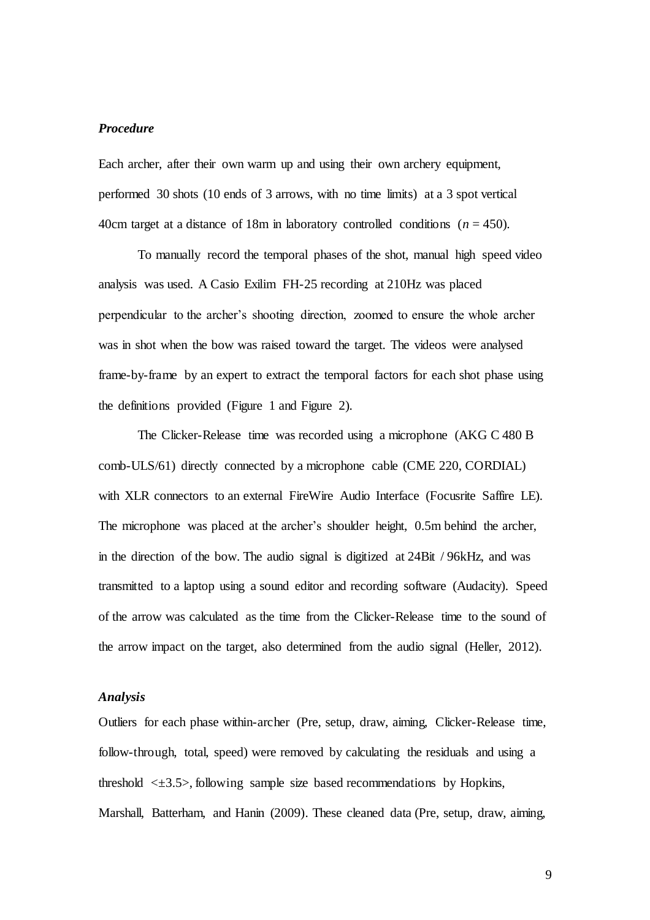### *Procedure*

Each archer, after their own warm up and using their own archery equipment, performed 30 shots (10 ends of 3 arrows, with no time limits) at a 3 spot vertical 40cm target at a distance of 18m in laboratory controlled conditions ($n$ = 450).

To manually record the temporal phases of the shot, manual high speed video analysis was used. A Casio Exilim FH-25 recording at 210Hz was placed perpendicular to the archer's shooting direction, zoomed to ensure the whole archer was in shot when the bow was raised toward the target. The videos were analysed frame-by-frame by an expert to extract the temporal factors for each shot phase using the definitions provided (Figure 1 and Figure 2).

The Clicker-Release time was recorded using a microphone (AKG C 480 B comb-ULS/61) directly connected by a microphone cable (CME 220, CORDIAL) with XLR connectors to an external FireWire Audio Interface (Focusrite Saffire LE). The microphone was placed at the archer's shoulder height, 0.5m behind the archer, in the direction of the bow. The audio signal is digitized at 24Bit / 96kHz, and was transmitted to a laptop using a sound editor and recording software (Audacity). Speed of the arrow was calculated as the time from the Clicker-Release time to the sound of the arrow impact on the target, also determined from the audio signal (Heller, 2012).

### *Analysis*

Outliers for each phase within-archer (Pre, setup, draw, aiming, Clicker-Release time, follow-through, total, speed) were removed by calculating the residuals and using a threshold <±3.5>, following sample size based recommendations by Hopkins, Marshall, Batterham, and Hanin (2009). These cleaned data (Pre, setup, draw, aiming,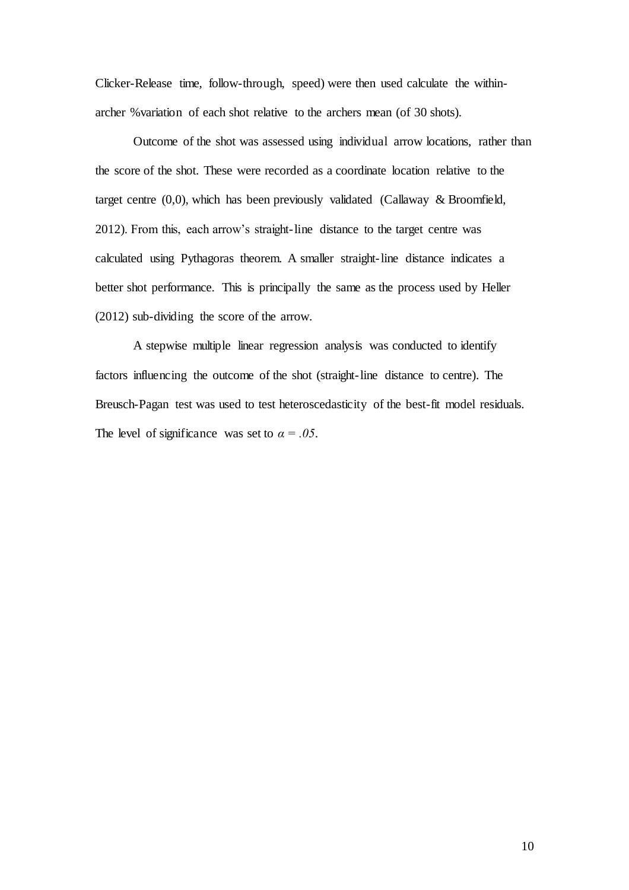Clicker-Release time, follow-through, speed) were then used calculate the within-archer %variation of each shot relative to the archers mean (of 30 shots).

Outcome of the shot was assessed using individual arrow locations, rather than the score of the shot. These were recorded as a coordinate location relative to the target centre (0,0), which has been previously validated (Callaway & Broomfield, 2012). From this, each arrow's straight-line distance to the target centre was calculated using Pythagoras theorem. A smaller straight-line distance indicates a better shot performance. This is principally the same as the process used by Heller (2012) sub-dividing the score of the arrow.

A stepwise multiple linear regression analysis was conducted to identify factors influencing the outcome of the shot (straight-line distance to centre). The Breusch-Pagan test was used to test heteroscedasticity of the best-fit model residuals. The level of significance was set to $\alpha = .05$.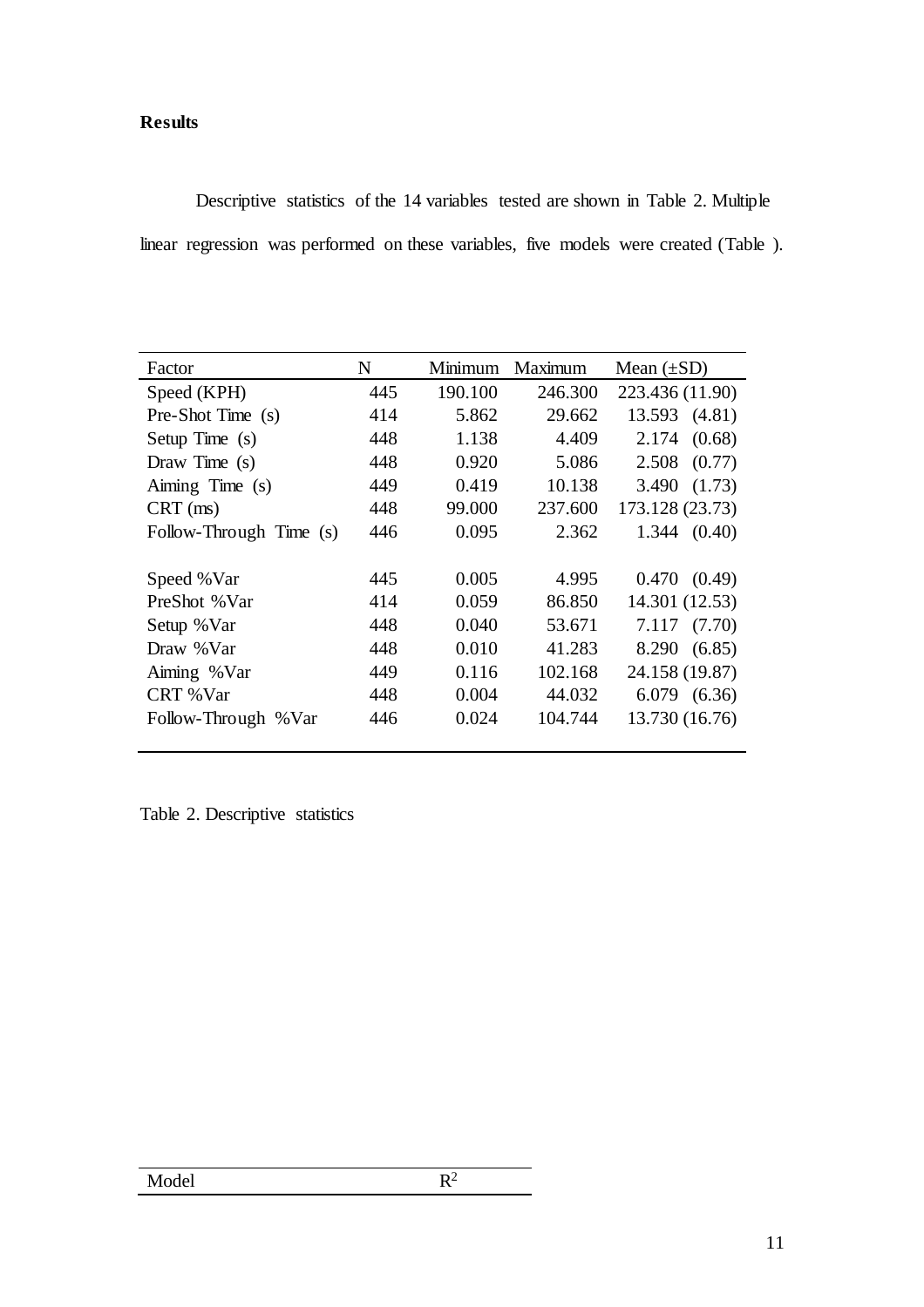**Results**

Descriptive statistics of the 14 variables tested are shown in Table 2. Multiple linear regression was performed on these variables, five models were created (Table ).

| Factor | N | Minimum | Maximum | Mean (±SD) |
|---|---|---|---|---|
| Speed (KPH) | 445 | 190.100 | 246.300 | 223.436 (11.90) |
| Pre-Shot Time (s) | 414 | 5.862 | 29.662 | 13.593 (4.81) |
| Setup Time (s) | 448 | 1.138 | 4.409 | 2.174 (0.68) |
| Draw Time (s) | 448 | 0.920 | 5.086 | 2.508 (0.77) |
| Aiming Time (s) | 449 | 0.419 | 10.138 | 3.490 (1.73) |
| CRT (ms) | 448 | 99.000 | 237.600 | 173.128 (23.73) |
| Follow-Through Time (s) | 446 | 0.095 | 2.362 | 1.344 (0.40) |
| | | | | |
| Speed %Var | 445 | 0.005 | 4.995 | 0.470 (0.49) |
| PreShot %Var | 414 | 0.059 | 86.850 | 14.301 (12.53) |
| Setup %Var | 448 | 0.040 | 53.671 | 7.117 (7.70) |
| Draw %Var | 448 | 0.010 | 41.283 | 8.290 (6.85) |
| Aiming %Var | 449 | 0.116 | 102.168 | 24.158 (19.87) |
| CRT %Var | 448 | 0.004 | 44.032 | 6.079 (6.36) |
| Follow-Through %Var | 446 | 0.024 | 104.744 | 13.730 (16.76) |

Table 2. Descriptive statistics

| Model | $R^2$ |
|---|---|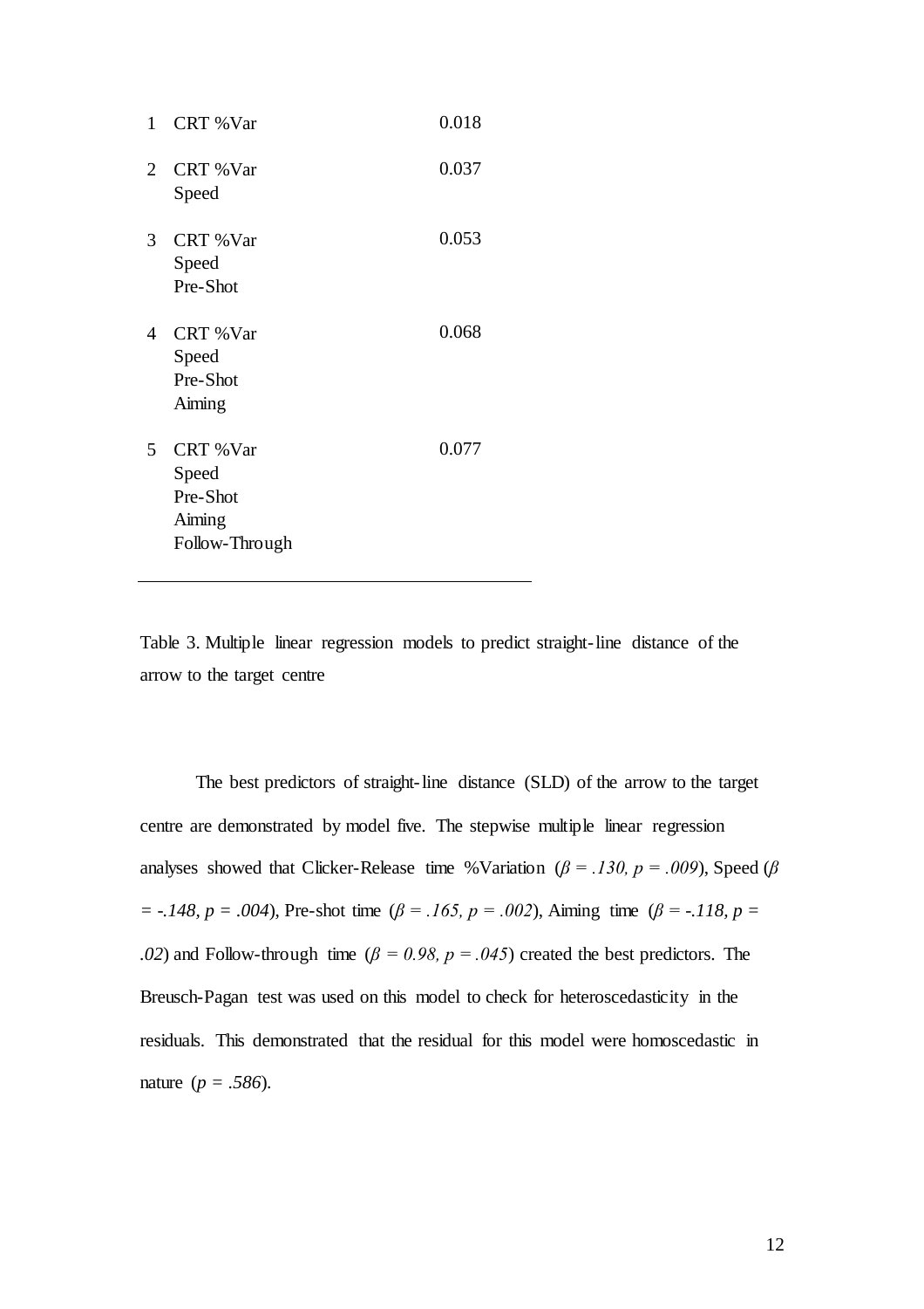| | | |
|---|---|---|
| 1 | CRT %Var | 0.018 |
| 2 | CRT %Var<br>Speed | 0.037 |
| 3 | CRT %Var<br>Speed<br>Pre-Shot | 0.053 |
| 4 | CRT %Var<br>Speed<br>Pre-Shot<br>Aiming | 0.068 |
| 5 | CRT %Var<br>Speed<br>Pre-Shot<br>Aiming<br>Follow-Through | 0.077 |

Table 3. Multiple linear regression models to predict straight-line distance of the arrow to the target centre

The best predictors of straight-line distance (SLD) of the arrow to the target centre are demonstrated by model five. The stepwise multiple linear regression analyses showed that Clicker-Release time %Variation ($\beta = .130, p = .009$), Speed ($\beta = -.148, p = .004$), Pre-shot time ($\beta = .165, p = .002$), Aiming time ($\beta = -.118, p = .02$) and Follow-through time ($\beta = 0.98, p = .045$) created the best predictors. The Breusch-Pagan test was used on this model to check for heteroscedasticity in the residuals. This demonstrated that the residual for this model were homoscedastic in nature ($p = .586$).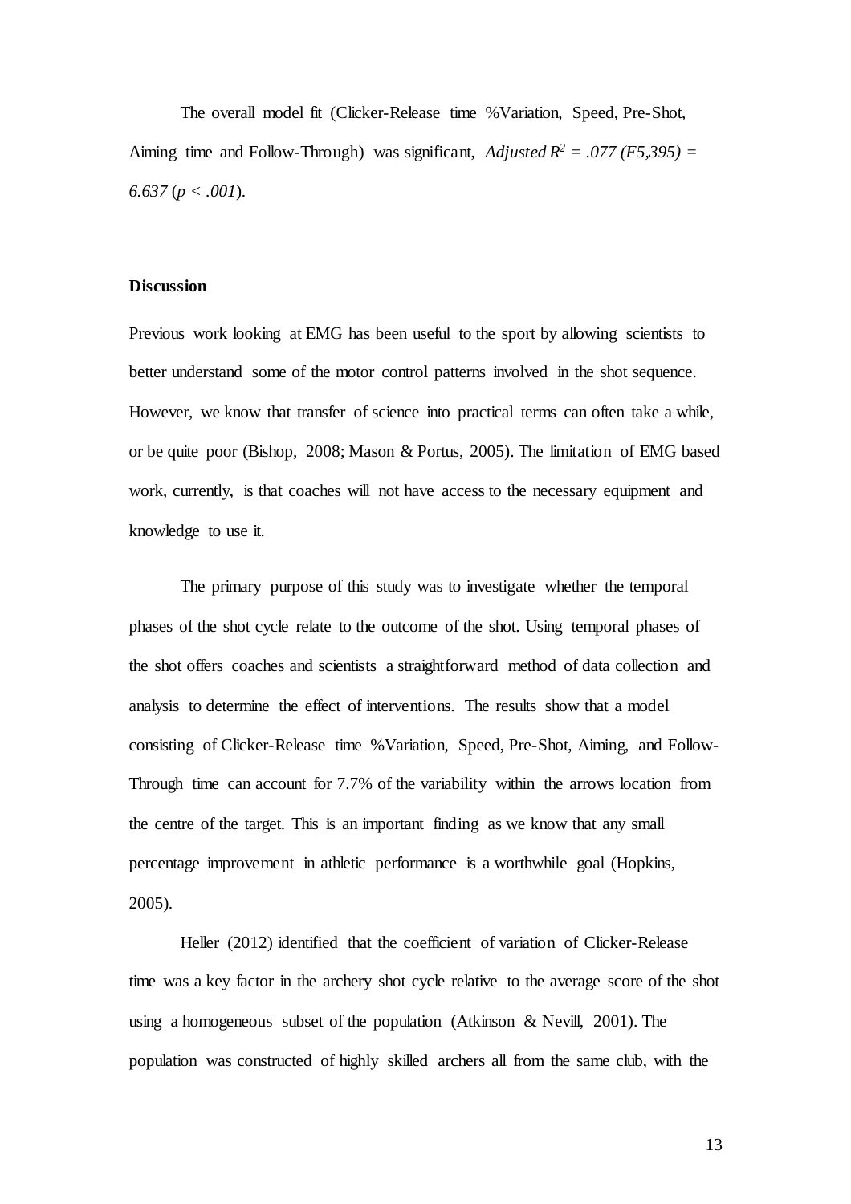The overall model fit (Clicker-Release time %Variation, Speed, Pre-Shot, Aiming time and Follow-Through) was significant, *Adjusted* $R^2 = .077$ $(F_{5,395}) = 6.637$ ($p < .001$).

## Discussion

Previous work looking at EMG has been useful to the sport by allowing scientists to better understand some of the motor control patterns involved in the shot sequence. However, we know that transfer of science into practical terms can often take a while, or be quite poor (Bishop, 2008; Mason & Portus, 2005). The limitation of EMG based work, currently, is that coaches will not have access to the necessary equipment and knowledge to use it.

The primary purpose of this study was to investigate whether the temporal phases of the shot cycle relate to the outcome of the shot. Using temporal phases of the shot offers coaches and scientists a straightforward method of data collection and analysis to determine the effect of interventions. The results show that a model consisting of Clicker-Release time %Variation, Speed, Pre-Shot, Aiming, and Follow-Through time can account for 7.7% of the variability within the arrows location from the centre of the target. This is an important finding as we know that any small percentage improvement in athletic performance is a worthwhile goal (Hopkins, 2005).

Heller (2012) identified that the coefficient of variation of Clicker-Release time was a key factor in the archery shot cycle relative to the average score of the shot using a homogeneous subset of the population (Atkinson & Nevill, 2001). The population was constructed of highly skilled archers all from the same club, with the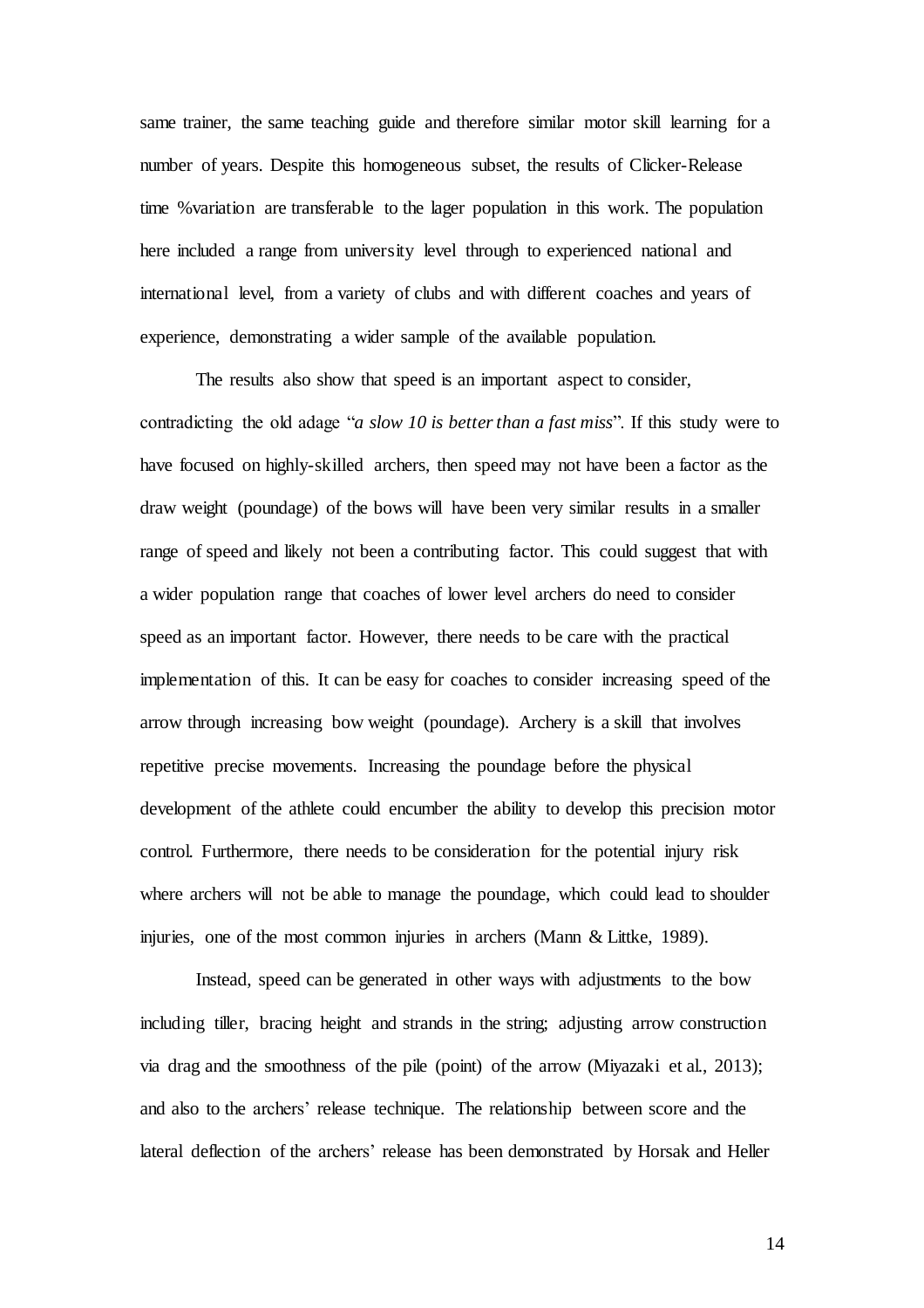same trainer, the same teaching guide and therefore similar motor skill learning for a number of years. Despite this homogeneous subset, the results of Clicker-Release time %variation are transferable to the lager population in this work. The population here included a range from university level through to experienced national and international level, from a variety of clubs and with different coaches and years of experience, demonstrating a wider sample of the available population.

The results also show that speed is an important aspect to consider, contradicting the old adage "*a slow 10 is better than a fast miss*". If this study were to have focused on highly-skilled archers, then speed may not have been a factor as the draw weight (poundage) of the bows will have been very similar results in a smaller range of speed and likely not been a contributing factor. This could suggest that with a wider population range that coaches of lower level archers do need to consider speed as an important factor. However, there needs to be care with the practical implementation of this. It can be easy for coaches to consider increasing speed of the arrow through increasing bow weight (poundage). Archery is a skill that involves repetitive precise movements. Increasing the poundage before the physical development of the athlete could encumber the ability to develop this precision motor control. Furthermore, there needs to be consideration for the potential injury risk where archers will not be able to manage the poundage, which could lead to shoulder injuries, one of the most common injuries in archers (Mann & Littke, 1989).

Instead, speed can be generated in other ways with adjustments to the bow including tiller, bracing height and strands in the string; adjusting arrow construction via drag and the smoothness of the pile (point) of the arrow (Miyazaki et al., 2013); and also to the archers' release technique. The relationship between score and the lateral deflection of the archers' release has been demonstrated by Horsak and Heller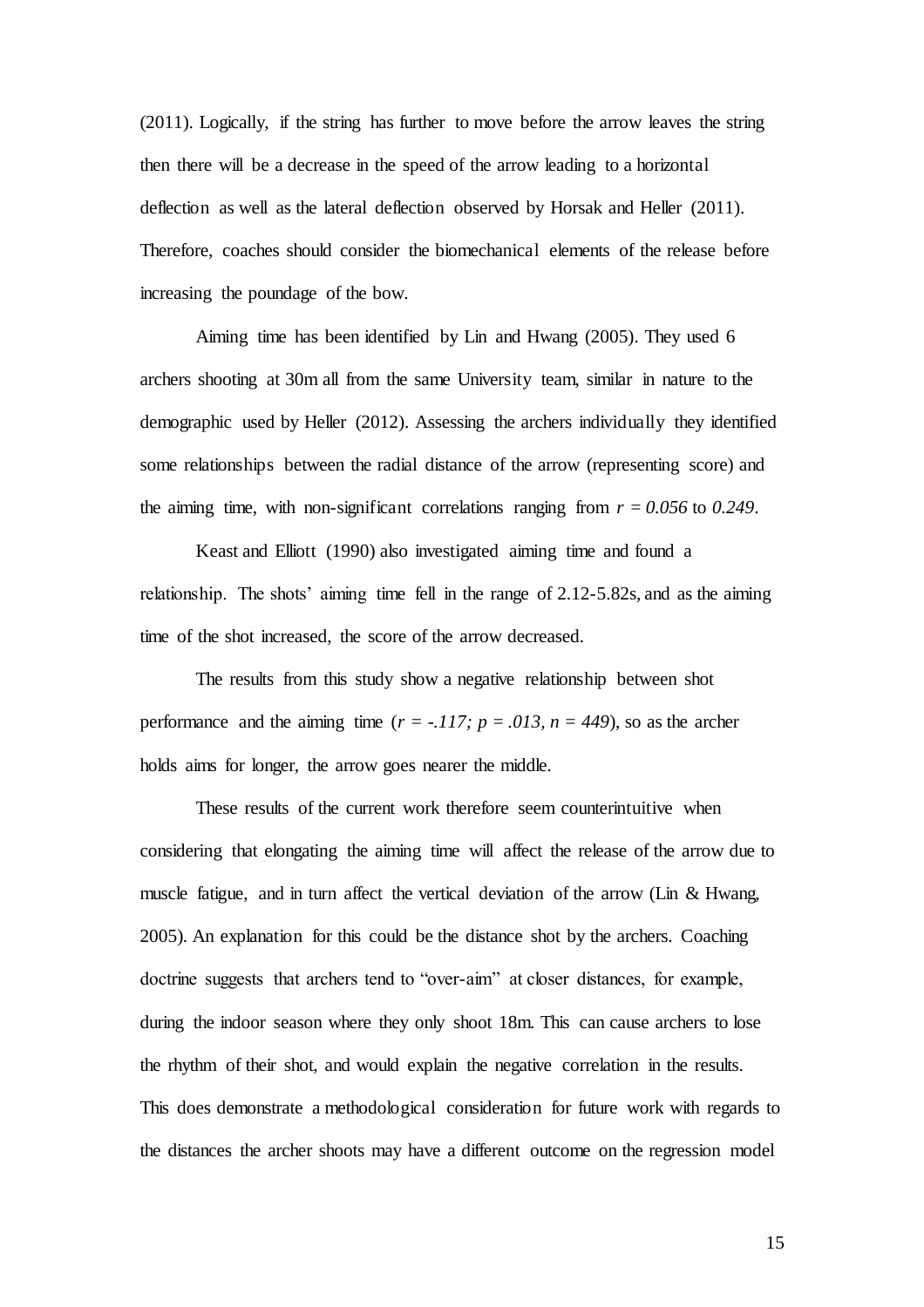(2011). Logically, if the string has further to move before the arrow leaves the string then there will be a decrease in the speed of the arrow leading to a horizontal deflection as well as the lateral deflection observed by Horsak and Heller (2011). Therefore, coaches should consider the biomechanical elements of the release before increasing the poundage of the bow.

Aiming time has been identified by Lin and Hwang (2005). They used 6 archers shooting at 30m all from the same University team, similar in nature to the demographic used by Heller (2012). Assessing the archers individually they identified some relationships between the radial distance of the arrow (representing score) and the aiming time, with non-significant correlations ranging from $r = 0.056$ to $0.249$.

Keast and Elliott (1990) also investigated aiming time and found a relationship. The shots' aiming time fell in the range of 2.12-5.82s, and as the aiming time of the shot increased, the score of the arrow decreased.

The results from this study show a negative relationship between shot performance and the aiming time ($r = -.117; p = .013, n = 449$), so as the archer holds aims for longer, the arrow goes nearer the middle.

These results of the current work therefore seem counterintuitive when considering that elongating the aiming time will affect the release of the arrow due to muscle fatigue, and in turn affect the vertical deviation of the arrow (Lin & Hwang, 2005). An explanation for this could be the distance shot by the archers. Coaching doctrine suggests that archers tend to "over-aim" at closer distances, for example, during the indoor season where they only shoot 18m. This can cause archers to lose the rhythm of their shot, and would explain the negative correlation in the results. This does demonstrate a methodological consideration for future work with regards to the distances the archer shoots may have a different outcome on the regression model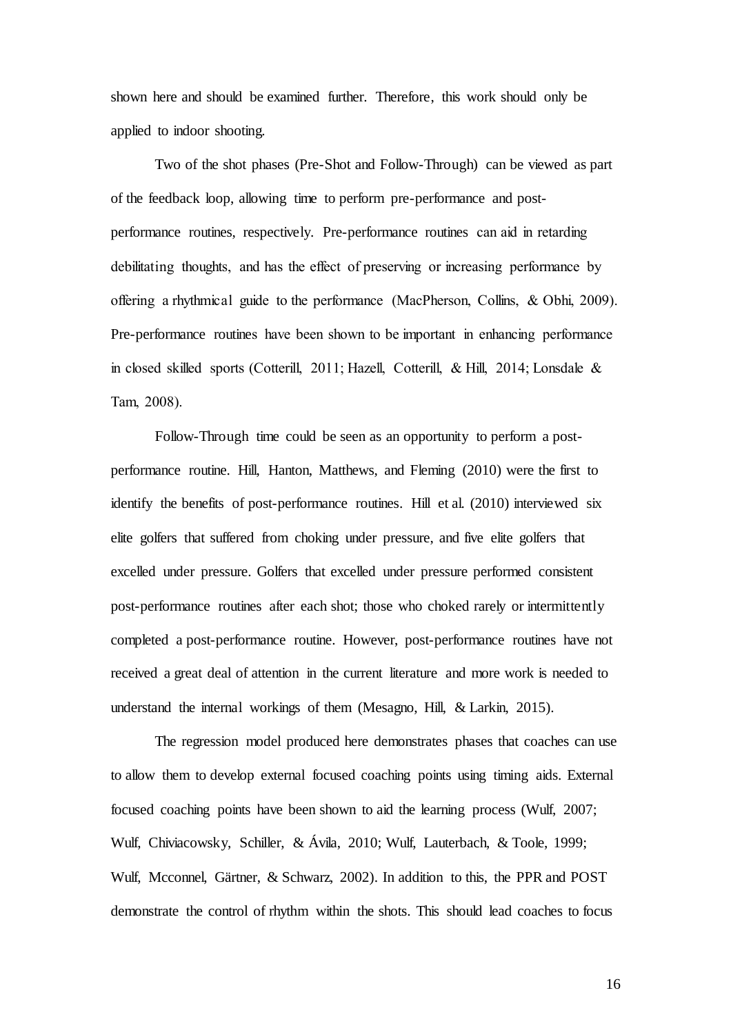shown here and should be examined further. Therefore, this work should only be applied to indoor shooting.

Two of the shot phases (Pre-Shot and Follow-Through) can be viewed as part of the feedback loop, allowing time to perform pre-performance and post-performance routines, respectively. Pre-performance routines can aid in retarding debilitating thoughts, and has the effect of preserving or increasing performance by offering a rhythmical guide to the performance (MacPherson, Collins, & Obhi, 2009). Pre-performance routines have been shown to be important in enhancing performance in closed skilled sports (Cotterill, 2011; Hazell, Cotterill, & Hill, 2014; Lonsdale & Tam, 2008).

Follow-Through time could be seen as an opportunity to perform a post-performance routine. Hill, Hanton, Matthews, and Fleming (2010) were the first to identify the benefits of post-performance routines. Hill et al. (2010) interviewed six elite golfers that suffered from choking under pressure, and five elite golfers that excelled under pressure. Golfers that excelled under pressure performed consistent post-performance routines after each shot; those who choked rarely or intermittently completed a post-performance routine. However, post-performance routines have not received a great deal of attention in the current literature and more work is needed to understand the internal workings of them (Mesagno, Hill, & Larkin, 2015).

The regression model produced here demonstrates phases that coaches can use to allow them to develop external focused coaching points using timing aids. External focused coaching points have been shown to aid the learning process (Wulf, 2007; Wulf, Chiviacowsky, Schiller, & Ávila, 2010; Wulf, Lauterbach, & Toole, 1999; Wulf, Mcconnel, Gärtner, & Schwarz, 2002). In addition to this, the PPR and POST demonstrate the control of rhythm within the shots. This should lead coaches to focus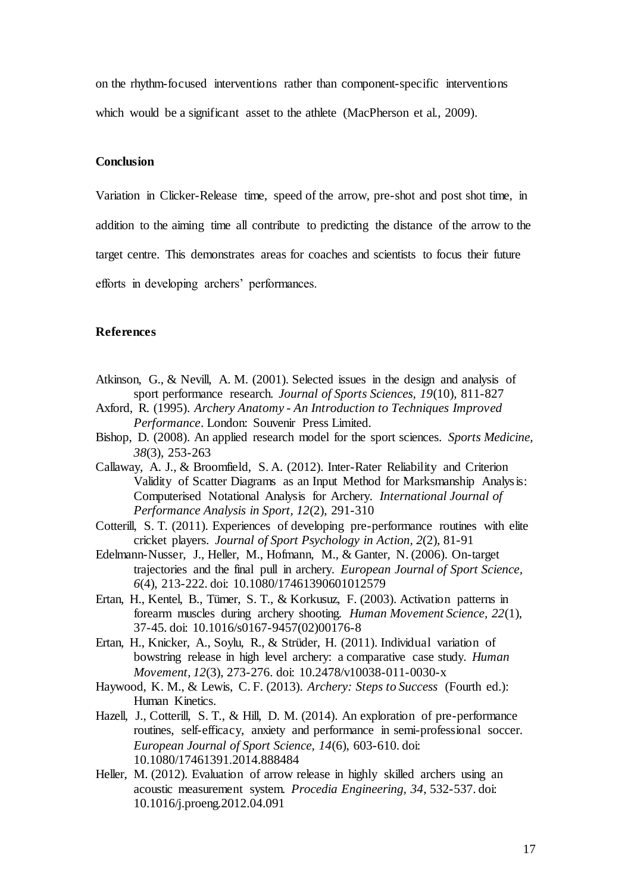on the rhythm-focused interventions rather than component-specific interventions which would be a significant asset to the athlete (MacPherson et al., 2009).

## Conclusion

Variation in Clicker-Release time, speed of the arrow, pre-shot and post shot time, in addition to the aiming time all contribute to predicting the distance of the arrow to the target centre. This demonstrates areas for coaches and scientists to focus their future efforts in developing archers' performances.

## References

Atkinson, G., & Nevill, A. M. (2001). Selected issues in the design and analysis of sport performance research. *Journal of Sports Sciences, 19*(10), 811-827

Axford, R. (1995). *Archery Anatomy - An Introduction to Techniques Improved Performance*. London: Souvenir Press Limited.

Bishop, D. (2008). An applied research model for the sport sciences. *Sports Medicine, 38*(3), 253-263

Callaway, A. J., & Broomfield, S. A. (2012). Inter-Rater Reliability and Criterion Validity of Scatter Diagrams as an Input Method for Marksmanship Analysis: Computerised Notational Analysis for Archery. *International Journal of Performance Analysis in Sport, 12*(2), 291-310

Cotterill, S. T. (2011). Experiences of developing pre-performance routines with elite cricket players. *Journal of Sport Psychology in Action, 2*(2), 81-91

Edelmann-Nusser, J., Heller, M., Hofmann, M., & Ganter, N. (2006). On-target trajectories and the final pull in archery. *European Journal of Sport Science, 6*(4), 213-222. doi: 10.1080/17461390601012579

Ertan, H., Kentel, B., Tümer, S. T., & Korkusuz, F. (2003). Activation patterns in forearm muscles during archery shooting. *Human Movement Science, 22*(1), 37-45. doi: 10.1016/s0167-9457(02)00176-8

Ertan, H., Knicker, A., Soylu, R., & Strüder, H. (2011). Individual variation of bowstring release in high level archery: a comparative case study. *Human Movement, 12*(3), 273-276. doi: 10.2478/v10038-011-0030-x

Haywood, K. M., & Lewis, C. F. (2013). *Archery: Steps to Success* (Fourth ed.): Human Kinetics.

Hazell, J., Cotterill, S. T., & Hill, D. M. (2014). An exploration of pre-performance routines, self-efficacy, anxiety and performance in semi-professional soccer. *European Journal of Sport Science, 14*(6), 603-610. doi: 10.1080/17461391.2014.888484

Heller, M. (2012). Evaluation of arrow release in highly skilled archers using an acoustic measurement system. *Procedia Engineering, 34*, 532-537. doi: 10.1016/j.proeng.2012.04.091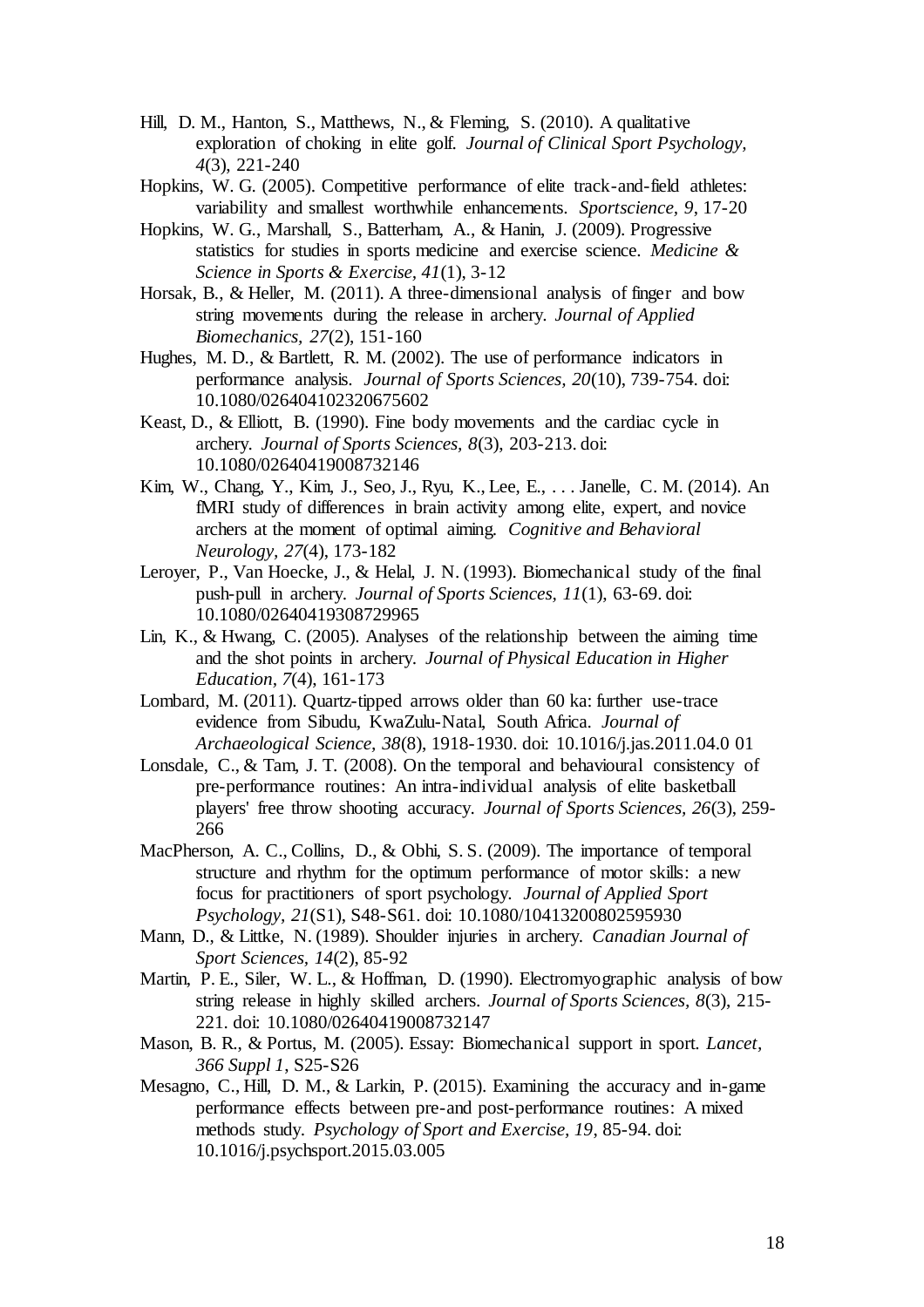Hill, D. M., Hanton, S., Matthews, N., & Fleming, S. (2010). A qualitative exploration of choking in elite golf. *Journal of Clinical Sport Psychology, 4*(3), 221-240

Hopkins, W. G. (2005). Competitive performance of elite track-and-field athletes: variability and smallest worthwhile enhancements. *Sportscience, 9*, 17-20

Hopkins, W. G., Marshall, S., Batterham, A., & Hanin, J. (2009). Progressive statistics for studies in sports medicine and exercise science. *Medicine & Science in Sports & Exercise, 41*(1), 3-12

Horsak, B., & Heller, M. (2011). A three-dimensional analysis of finger and bow string movements during the release in archery. *Journal of Applied Biomechanics, 27*(2), 151-160

Hughes, M. D., & Bartlett, R. M. (2002). The use of performance indicators in performance analysis. *Journal of Sports Sciences, 20*(10), 739-754. doi: 10.1080/026404102320675602

Keast, D., & Elliott, B. (1990). Fine body movements and the cardiac cycle in archery. *Journal of Sports Sciences, 8*(3), 203-213. doi: 10.1080/02640419008732146

Kim, W., Chang, Y., Kim, J., Seo, J., Ryu, K., Lee, E., . . . Janelle, C. M. (2014). An fMRI study of differences in brain activity among elite, expert, and novice archers at the moment of optimal aiming. *Cognitive and Behavioral Neurology, 27*(4), 173-182

Leroyer, P., Van Hoecke, J., & Helal, J. N. (1993). Biomechanical study of the final push-pull in archery. *Journal of Sports Sciences, 11*(1), 63-69. doi: 10.1080/02640419308729965

Lin, K., & Hwang, C. (2005). Analyses of the relationship between the aiming time and the shot points in archery. *Journal of Physical Education in Higher Education, 7*(4), 161-173

Lombard, M. (2011). Quartz-tipped arrows older than 60 ka: further use-trace evidence from Sibudu, KwaZulu-Natal, South Africa. *Journal of Archaeological Science, 38*(8), 1918-1930. doi: 10.1016/j.jas.2011.04.0 01

Lonsdale, C., & Tam, J. T. (2008). On the temporal and behavioural consistency of pre-performance routines: An intra-individual analysis of elite basketball players' free throw shooting accuracy. *Journal of Sports Sciences, 26*(3), 259-266

MacPherson, A. C., Collins, D., & Obhi, S. S. (2009). The importance of temporal structure and rhythm for the optimum performance of motor skills: a new focus for practitioners of sport psychology. *Journal of Applied Sport Psychology, 21*(S1), S48-S61. doi: 10.1080/10413200802595930

Mann, D., & Littke, N. (1989). Shoulder injuries in archery. *Canadian Journal of Sport Sciences, 14*(2), 85-92

Martin, P. E., Siler, W. L., & Hoffman, D. (1990). Electromyographic analysis of bow string release in highly skilled archers. *Journal of Sports Sciences, 8*(3), 215-221. doi: 10.1080/02640419008732147

Mason, B. R., & Portus, M. (2005). Essay: Biomechanical support in sport. *Lancet, 366 Suppl 1*, S25-S26

Mesagno, C., Hill, D. M., & Larkin, P. (2015). Examining the accuracy and in-game performance effects between pre-and post-performance routines: A mixed methods study. *Psychology of Sport and Exercise, 19*, 85-94. doi: 10.1016/j.psychsport.2015.03.005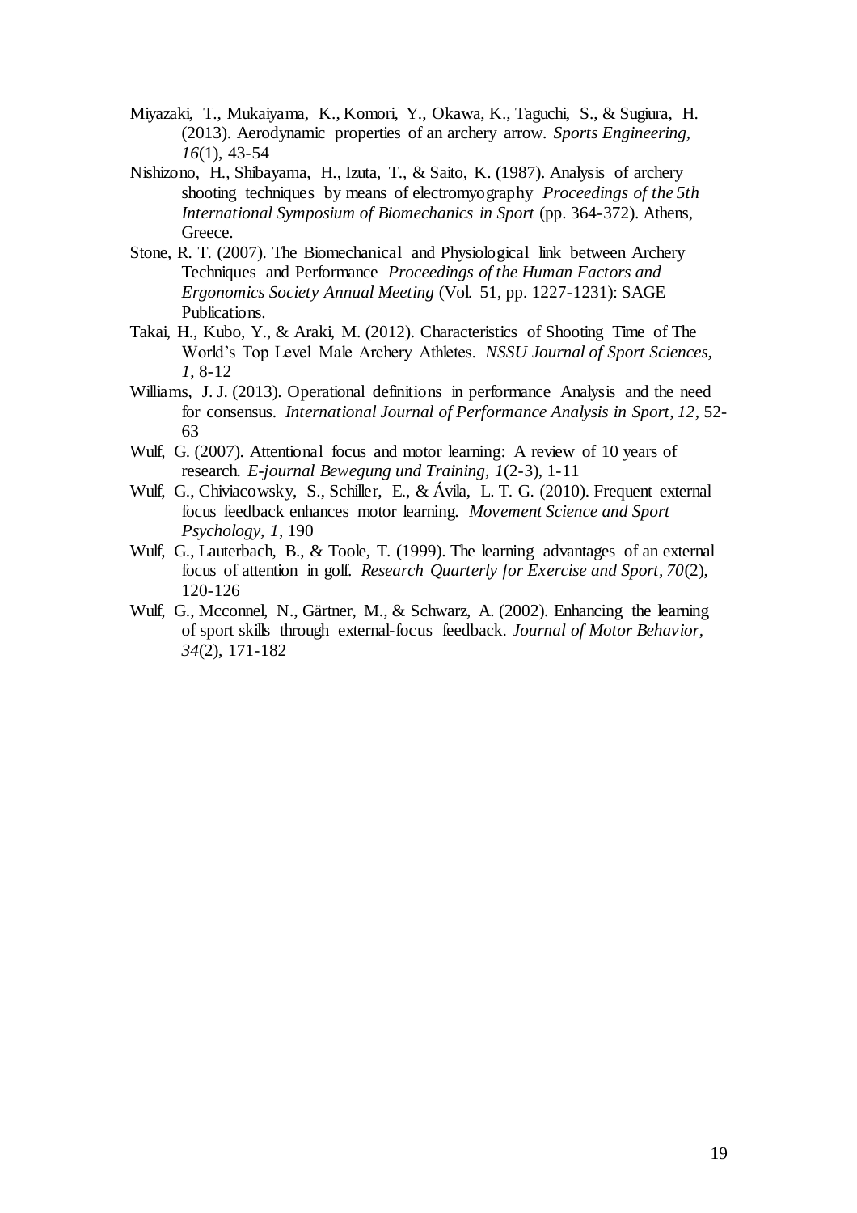Miyazaki, T., Mukaiyama, K., Komori, Y., Okawa, K., Taguchi, S., & Sugiura, H. (2013). Aerodynamic properties of an archery arrow. *Sports Engineering, 16*(1), 43-54

Nishizono, H., Shibayama, H., Izuta, T., & Saito, K. (1987). Analysis of archery shooting techniques by means of electromyography *Proceedings of the 5th International Symposium of Biomechanics in Sport* (pp. 364-372). Athens, Greece.

Stone, R. T. (2007). The Biomechanical and Physiological link between Archery Techniques and Performance *Proceedings of the Human Factors and Ergonomics Society Annual Meeting* (Vol. 51, pp. 1227-1231): SAGE Publications.

Takai, H., Kubo, Y., & Araki, M. (2012). Characteristics of Shooting Time of The World's Top Level Male Archery Athletes. *NSSU Journal of Sport Sciences, 1*, 8-12

Williams, J. J. (2013). Operational definitions in performance Analysis and the need for consensus. *International Journal of Performance Analysis in Sport, 12*, 52-63

Wulf, G. (2007). Attentional focus and motor learning: A review of 10 years of research. *E-journal Bewegung und Training, 1*(2-3), 1-11

Wulf, G., Chiviacowsky, S., Schiller, E., & Ávila, L. T. G. (2010). Frequent external focus feedback enhances motor learning. *Movement Science and Sport Psychology, 1*, 190

Wulf, G., Lauterbach, B., & Toole, T. (1999). The learning advantages of an external focus of attention in golf. *Research Quarterly for Exercise and Sport, 70*(2), 120-126

Wulf, G., Mcconnel, N., Gärtner, M., & Schwarz, A. (2002). Enhancing the learning of sport skills through external-focus feedback. *Journal of Motor Behavior, 34*(2), 171-182